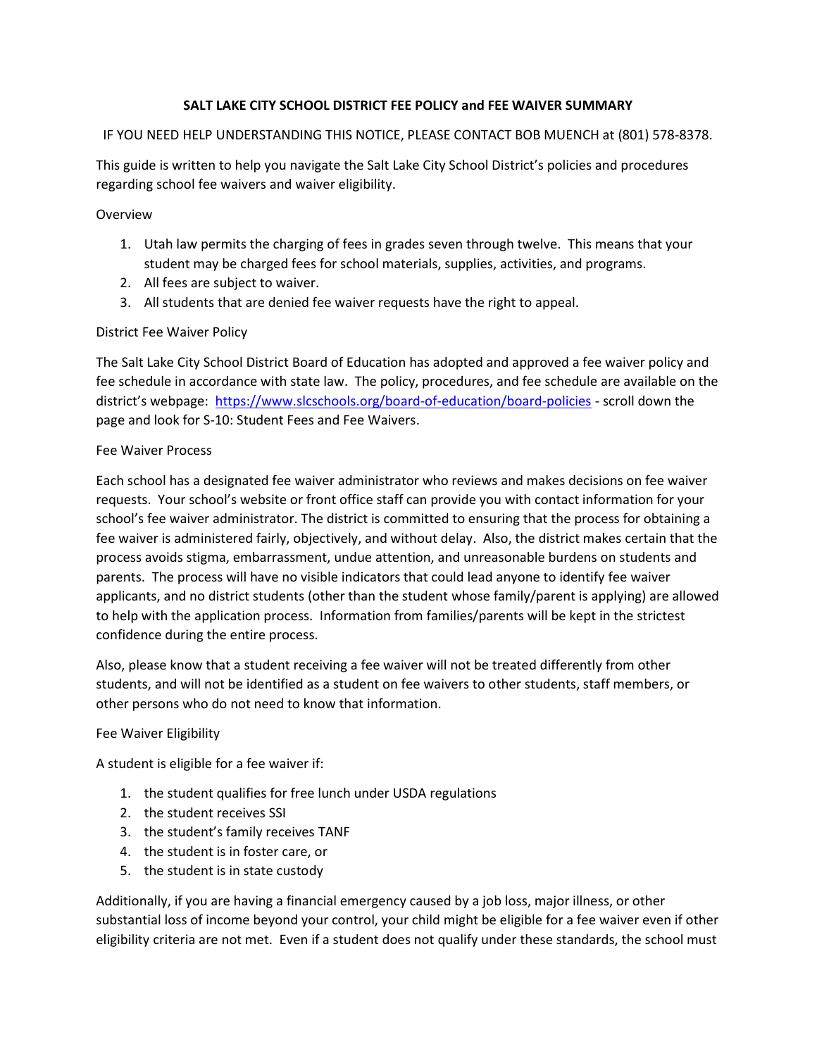# SALT LAKE CITY SCHOOL DISTRICT FEE POLICY and FEE WAIVER SUMMARY

IF YOU NEED HELP UNDERSTANDING THIS NOTICE, PLEASE CONTACT BOB MUENCH at (801) 578-8378.

This guide is written to help you navigate the Salt Lake City School District's policies and procedures regarding school fee waivers and waiver eligibility.

Overview

1. Utah law permits the charging of fees in grades seven through twelve. This means that your student may be charged fees for school materials, supplies, activities, and programs.
2. All fees are subject to waiver.
3. All students that are denied fee waiver requests have the right to appeal.

District Fee Waiver Policy

The Salt Lake City School District Board of Education has adopted and approved a fee waiver policy and fee schedule in accordance with state law. The policy, procedures, and fee schedule are available on the district's webpage: https://www.slcschools.org/board-of-education/board-policies - scroll down the page and look for S-10: Student Fees and Fee Waivers.

Fee Waiver Process

Each school has a designated fee waiver administrator who reviews and makes decisions on fee waiver requests. Your school's website or front office staff can provide you with contact information for your school's fee waiver administrator. The district is committed to ensuring that the process for obtaining a fee waiver is administered fairly, objectively, and without delay. Also, the district makes certain that the process avoids stigma, embarrassment, undue attention, and unreasonable burdens on students and parents. The process will have no visible indicators that could lead anyone to identify fee waiver applicants, and no district students (other than the student whose family/parent is applying) are allowed to help with the application process. Information from families/parents will be kept in the strictest confidence during the entire process.

Also, please know that a student receiving a fee waiver will not be treated differently from other students, and will not be identified as a student on fee waivers to other students, staff members, or other persons who do not need to know that information.

Fee Waiver Eligibility

A student is eligible for a fee waiver if:

1. the student qualifies for free lunch under USDA regulations
2. the student receives SSI
3. the student's family receives TANF
4. the student is in foster care, or
5. the student is in state custody

Additionally, if you are having a financial emergency caused by a job loss, major illness, or other substantial loss of income beyond your control, your child might be eligible for a fee waiver even if other eligibility criteria are not met. Even if a student does not qualify under these standards, the school must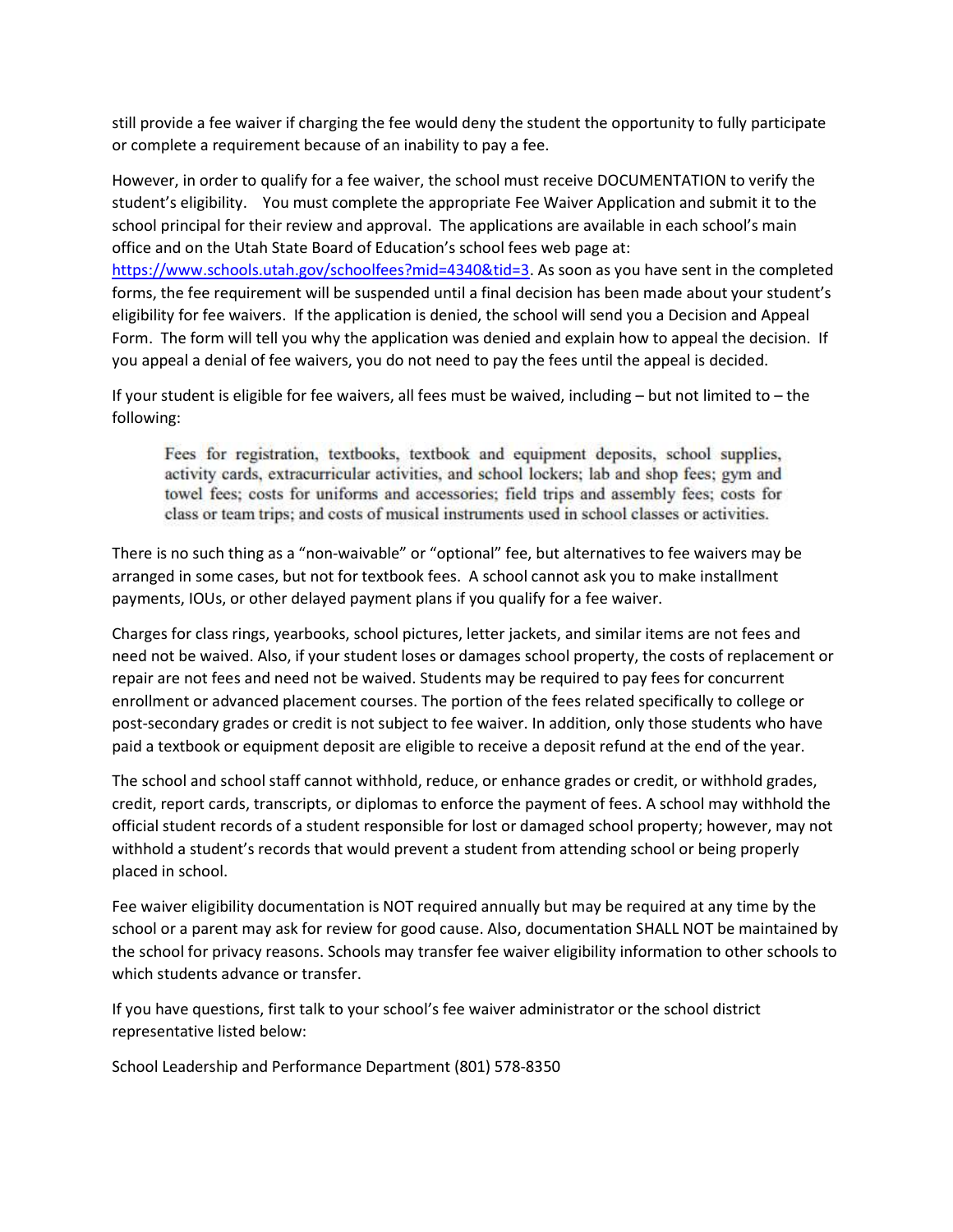still provide a fee waiver if charging the fee would deny the student the opportunity to fully participate or complete a requirement because of an inability to pay a fee.

However, in order to qualify for a fee waiver, the school must receive DOCUMENTATION to verify the student's eligibility. You must complete the appropriate Fee Waiver Application and submit it to the school principal for their review and approval. The applications are available in each school's main office and on the Utah State Board of Education's school fees web page at: [https://www.schools.utah.gov/schoolfees?mid=4340&tid=3](https://www.schools.utah.gov/schoolfees?mid=4340&tid=3). As soon as you have sent in the completed forms, the fee requirement will be suspended until a final decision has been made about your student's eligibility for fee waivers. If the application is denied, the school will send you a Decision and Appeal Form. The form will tell you why the application was denied and explain how to appeal the decision. If you appeal a denial of fee waivers, you do not need to pay the fees until the appeal is decided.

If your student is eligible for fee waivers, all fees must be waived, including – but not limited to – the following:

> Fees for registration, textbooks, textbook and equipment deposits, school supplies, activity cards, extracurricular activities, and school lockers; lab and shop fees; gym and towel fees; costs for uniforms and accessories; field trips and assembly fees; costs for class or team trips; and costs of musical instruments used in school classes or activities.

There is no such thing as a "non-waivable" or "optional" fee, but alternatives to fee waivers may be arranged in some cases, but not for textbook fees. A school cannot ask you to make installment payments, IOUs, or other delayed payment plans if you qualify for a fee waiver.

Charges for class rings, yearbooks, school pictures, letter jackets, and similar items are not fees and need not be waived. Also, if your student loses or damages school property, the costs of replacement or repair are not fees and need not be waived. Students may be required to pay fees for concurrent enrollment or advanced placement courses. The portion of the fees related specifically to college or post-secondary grades or credit is not subject to fee waiver. In addition, only those students who have paid a textbook or equipment deposit are eligible to receive a deposit refund at the end of the year.

The school and school staff cannot withhold, reduce, or enhance grades or credit, or withhold grades, credit, report cards, transcripts, or diplomas to enforce the payment of fees. A school may withhold the official student records of a student responsible for lost or damaged school property; however, may not withhold a student's records that would prevent a student from attending school or being properly placed in school.

Fee waiver eligibility documentation is NOT required annually but may be required at any time by the school or a parent may ask for review for good cause. Also, documentation SHALL NOT be maintained by the school for privacy reasons. Schools may transfer fee waiver eligibility information to other schools to which students advance or transfer.

If you have questions, first talk to your school's fee waiver administrator or the school district representative listed below:

School Leadership and Performance Department (801) 578-8350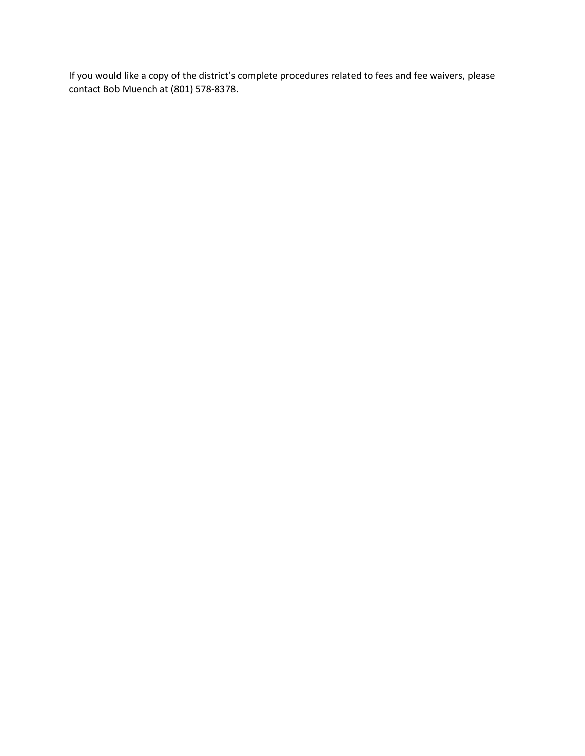If you would like a copy of the district's complete procedures related to fees and fee waivers, please contact Bob Muench at (801) 578-8378.